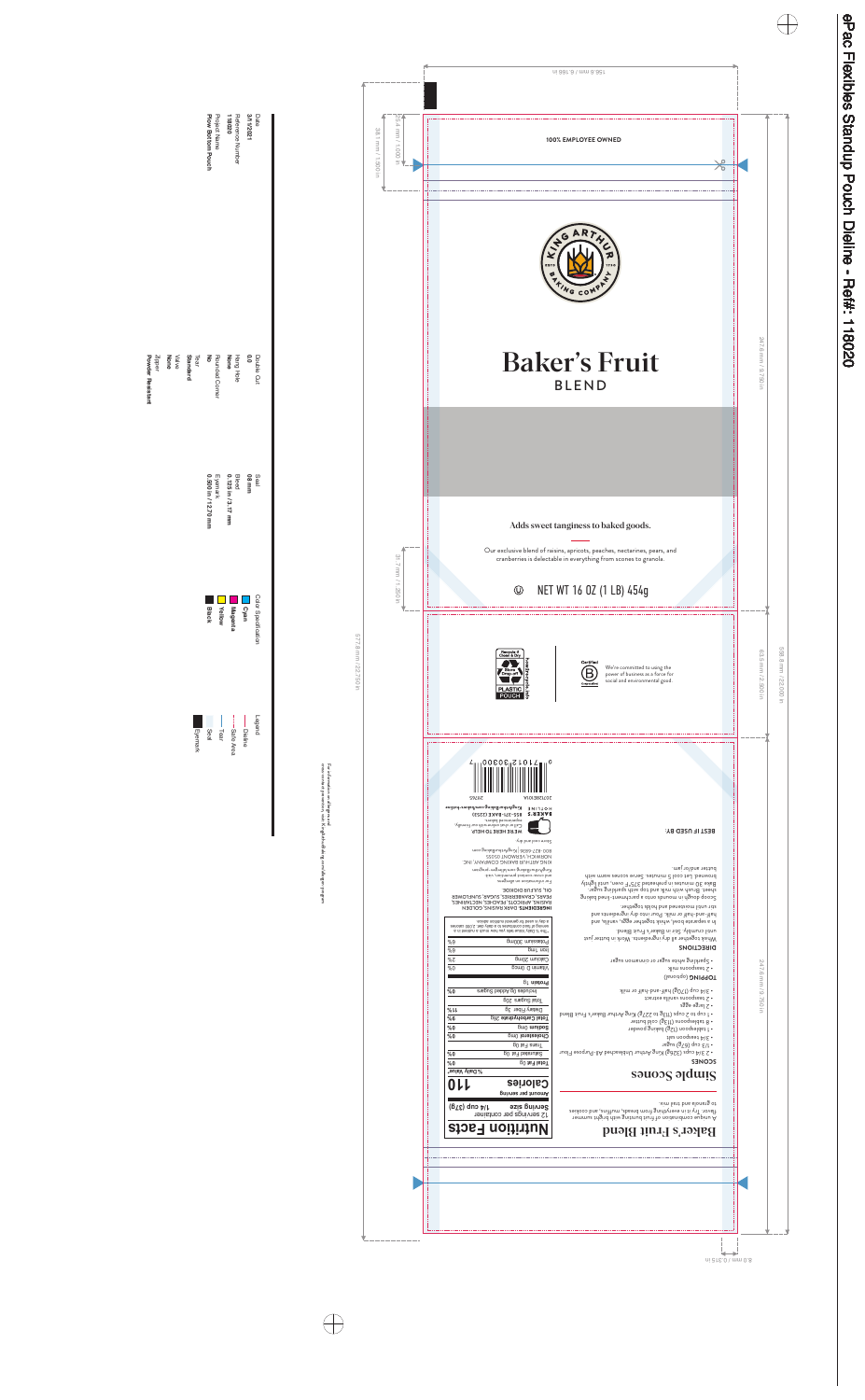# ePac Flexibles Standup Pouch Dieline - Ref#: 118020

Date
3/1/2021

Reference Number
118020

Project Name
Flow Bottom Pouch

Double Cut
0.0

Hang Hole
None

Rounded Corner
No

Tear
Standard

Valve
None

Zipper
Powder Resistant

Seal
8.0 mm

Bleed
0.125 in / 3.17 mm

Eyemark
0.500 in / 12.70 mm

Color Specification
- Cyan
- Magenta
- Yellow
- Black

Legend
- Dieline
- Safe Area
- Tear
- Seal
- Eyemark

For information on dieline and cross-sectional parameters visit: kingarthurbaking.com/dieline program

157.2 mm / 6.188 in

247.6 mm / 9.750 in

63.5 mm / 2.500 in

558.8 mm / 22.000 in

247.6 mm / 9.750 in

577.8 mm / 22.750 in

38.1 mm / 1.500 in

25.4 mm / 1.000 in

31.7 mm / 1.250 in

8.0 mm / 0.315 in

---

100% EMPLOYEE OWNED

KING ARTHUR BAKING COMPANY — ESTD 1790

## Baker's Fruit
BLEND

Adds sweet tanginess to baked goods.

Our exclusive blend of raisins, apricots, peaches, nectarines, pears, and cranberries is delectable in everything from scones to granola.

Ⓤ NET WT 16 OZ (1 LB) 454g

Recycle if Clean & Dry — Store Drop-off — PLASTIC POUCH — how2recycle.info

Certified B Corporation — We're committed to using the power of business as a force for social and environmental good.

---

## Baker's Fruit Blend

A unique combination of fruit bursting with bright summer flavor. Try it in everything from breads, muffins, and cookies to granola and trail mix.

### Simple Scones

**SCONES**
- 2 3/4 cups (326g) King Arthur Unbleached All-Purpose Flour
- 1/3 cup (67g) sugar
- 3/4 teaspoon salt
- 1 tablespoon (12g) baking powder
- 8 tablespoons (113g) cold butter
- 1 cup to 2 cups (113g to 227g) King Arthur Baker's Fruit Blend
- 2 large eggs
- 2 teaspoons vanilla extract
- 3/4 cup (170g) half-and-half or milk

**TOPPING** (optional)
- 2 tablespoons milk
- Sparkling white sugar or cinnamon sugar

**DIRECTIONS**

Whisk together all dry ingredients. Work in butter just until crumbly. Stir in Baker's Fruit Blend.

In a separate bowl, whisk together eggs, vanilla, and half-and-half or milk. Pour into dry ingredients and stir until moistened and holds together.

Scoop dough in mounds onto a parchment-lined baking sheet. Brush with milk and top with sparkling sugar. Bake 20 minutes in preheated 375°F oven, until lightly browned. Let cool 5 minutes. Serve scones warm with butter and/or jam.

BEST IF USED BY:

## Nutrition Facts

12 servings per container
**Serving size 1/4 cup (37g)**

| Amount per serving | |
|---|---|
| **Calories** | **110** |
| | **% Daily Value*** |
| **Total Fat** 0g | 0% |
| Saturated Fat 0g | 0% |
| Trans Fat 0g | |
| **Cholesterol** 0mg | 0% |
| **Sodium** 0mg | 0% |
| **Total Carbohydrate** 29g | 11% |
| Dietary Fiber 3g | 11% |
| Total Sugars 20g | |
| Includes 0g Added Sugars | 0% |
| **Protein** 1g | |
| Vitamin D 0mcg | 0% |
| Calcium 20mg | 2% |
| Iron 1mg | 6% |
| Potassium 300mg | 6% |

*The % Daily Value tells you how much a nutrient in a serving of food contributes to a daily diet. 2,000 calories a day is used for general nutrition advice.

**INGREDIENTS:** DARK RAISINS, GOLDEN RAISINS, APRICOTS, PEACHES, NECTARINES, PEARS, CRANBERRIES, SUGAR, SUNFLOWER OIL, SULFUR DIOXIDE.

For information on allergens and cross-contact prevention, visit: kingarthurbaking.com/allergen-program

KING ARTHUR BAKING COMPANY, INC.
NORWICH, VERMONT 05055
800-827-6836 | kingarthurbaking.com

Store cool and dry.

**WE'RE HERE TO HELP**
Call or chat online with our friendly, experienced bakers.
**BAKER'S HOTLINE** 855-371-BAKE (2253)
kingarthurbaking.com/bakers-hotline

29765

207082019 1A

0 71012 30300 7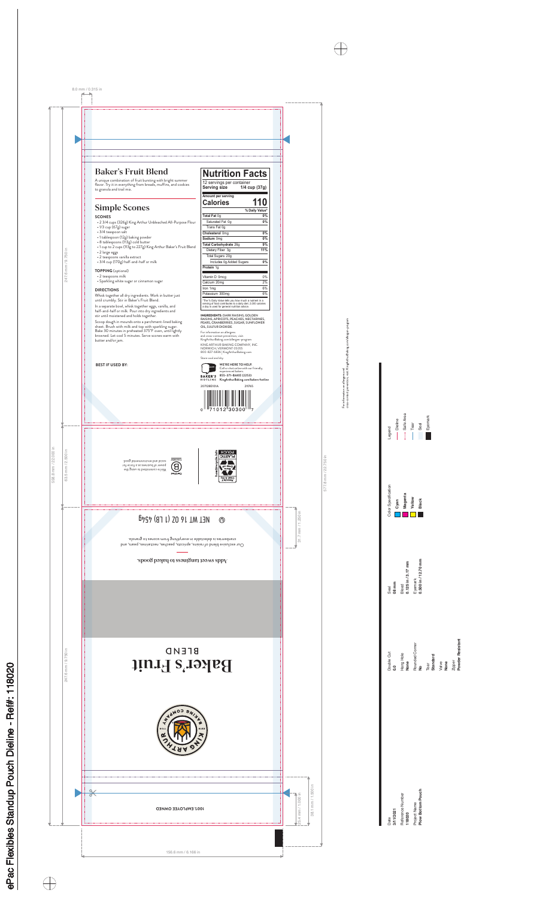ePac Flexibles Standup Pouch Dieline - Ref#: 118020

8.0 mm / 0.315 in

## Baker's Fruit Blend

A unique combination of fruit bursting with bright summer flavor. Try it in everything from breads, muffins, and cookies to granola and trail mix.

## Simple Scones

### SCONES

- 2 3/4 cups (326g) King Arthur Unbleached All-Purpose Flour
- 1/3 cup (67g) sugar
- 3/4 teaspoon salt
- 1 tablespoon (12g) baking powder
- 8 tablespoons (113g) cold butter
- 1 cup to 2 cups (113g to 227g) King Arthur Baker's Fruit Blend
- 2 large eggs
- 2 teaspoons vanilla extract
- 3/4 cup (170g) half-and-half or milk

### TOPPING (optional)

- 2 teaspoons milk
- Sparkling white sugar or cinnamon sugar

### DIRECTIONS

Whisk together all dry ingredients. Work in butter just until crumbly. Stir in Baker's Fruit Blend.

In a separate bowl, whisk together eggs, vanilla, and half-and-half or milk. Pour into dry ingredients and stir until moistened and holds together.

Scoop dough in mounds onto a parchment-lined baking sheet. Brush with milk and top with sparkling sugar. Bake 30 minutes in preheated 375°F oven, until lightly browned. Let cool 5 minutes. Serve scones warm with butter and/or jam.

BEST IF USED BY:

## Nutrition Facts

12 servings per container
**Serving size 1/4 cup (37g)**

Amount per serving
**Calories 110**

| | % Daily Value* |
|---|---|
| **Total Fat** 0g | 0% |
| Saturated Fat 0g | 0% |
| *Trans* Fat 0g | |
| **Cholesterol** 0mg | 0% |
| **Sodium** 0mg | 0% |
| **Total Carbohydrate** 28g | 9% |
| Dietary Fiber 3g | 11% |
| Total Sugars 20g | |
| Includes 0g Added Sugars | 0% |
| **Protein** 1g | |
| Vitamin D 0mcg | 0% |
| Calcium 20mg | 2% |
| Iron 1mg | 6% |
| Potassium 300mg | 6% |

*The % Daily Value tells you how much a nutrient in a serving of food contributes to a daily diet. 2,000 calories a day is used for general nutrition advice.

**INGREDIENTS:** DARK RAISINS, GOLDEN RAISINS, APRICOTS, PEACHES, NECTARINES, PEARS, CRANBERRIES, SUGAR, SUNFLOWER OIL, SULFUR DIOXIDE.

For information on allergens and cross-contact prevention, visit: KingArthurBaking.com/allergen-program

KING ARTHUR BAKING COMPANY, INC.
NORWICH, VERMONT 05055
800-827-6836 | KingArthurBaking.com

Store cool and dry.

**WE'RE HERE TO HELP.**
Call or chat online with our friendly, experienced bakers.
**855-371-BAKE (2253)**
BAKER'S HOTLINE KingArthurBaking.com/bakers-hotline

20712801014 28765

0 71012 30300 7

We're committed to using the power of business as a force for social and environmental good.

Certified B Corporation

how2recycle.info
PLASTIC POUCH
Store Drop-off
Remove if Clean & Dry

NET WT 16 OZ (1 LB) 454g

Our exclusive blend of raisins, apricots, peaches, nectarines, pears, and cranberries is delectable in everything from scones to granola.

Adds sweet tanginess to baked goods.

Baker's Fruit
BLEND

KING ARTHUR BAKING COMPANY
1790

100% EMPLOYEE OWNED

247.6 mm / 9.750 in
558.8 mm / 22.000 in
63.5 mm / 2.500 in
247.6 mm / 9.750 in
577.8 mm / 22.750 in
31.7 mm / 1.250 in
25.4 mm / 1.000 in
38.1 mm / 1.500 in
156.8 mm / 6.166 in

For information on allergens and cross-contact prevention, visit: KingArthurBaking.com/allergen-program

Date
**3/1/2021**
Reference Number
**118020**
Project Name
**Flow Bottom Pouch**

Double Cut
**0.0**
Hang Hole
**None**
Rounded Corner
**No**
Tear
**Standard**
Valve
**None**
Zipper
**Powder Resistant**

Seal
**08 mm**
Bleed
**0.125 in / 3.17 mm**
Eyemark
**0.500 in / 12.70 mm**

Color Specification
Cyan
Magenta
Yellow
Black

Legend
Dieline
Safe Area
Tear
Seal
Eyemark